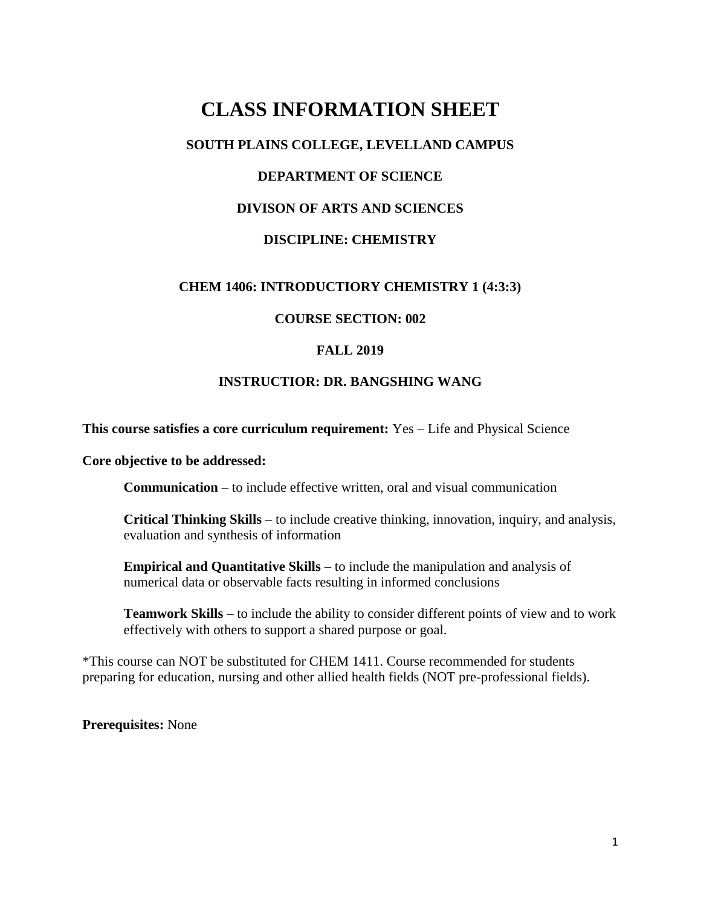# CLASS INFORMATION SHEET

## SOUTH PLAINS COLLEGE, LEVELLAND CAMPUS

## DEPARTMENT OF SCIENCE

## DIVISON OF ARTS AND SCIENCES

## DISCIPLINE: CHEMISTRY

### CHEM 1406: INTRODUCTIORY CHEMISTRY 1 (4:3:3)

### COURSE SECTION: 002

### FALL 2019

### INSTRUCTIOR: DR. BANGSHING WANG

**This course satisfies a core curriculum requirement:** Yes – Life and Physical Science

**Core objective to be addressed:**

**Communication** – to include effective written, oral and visual communication

**Critical Thinking Skills** – to include creative thinking, innovation, inquiry, and analysis, evaluation and synthesis of information

**Empirical and Quantitative Skills** – to include the manipulation and analysis of numerical data or observable facts resulting in informed conclusions

**Teamwork Skills** – to include the ability to consider different points of view and to work effectively with others to support a shared purpose or goal.

*This course can NOT be substituted for CHEM 1411. Course recommended for students preparing for education, nursing and other allied health fields (NOT pre-professional fields).

**Prerequisites:** None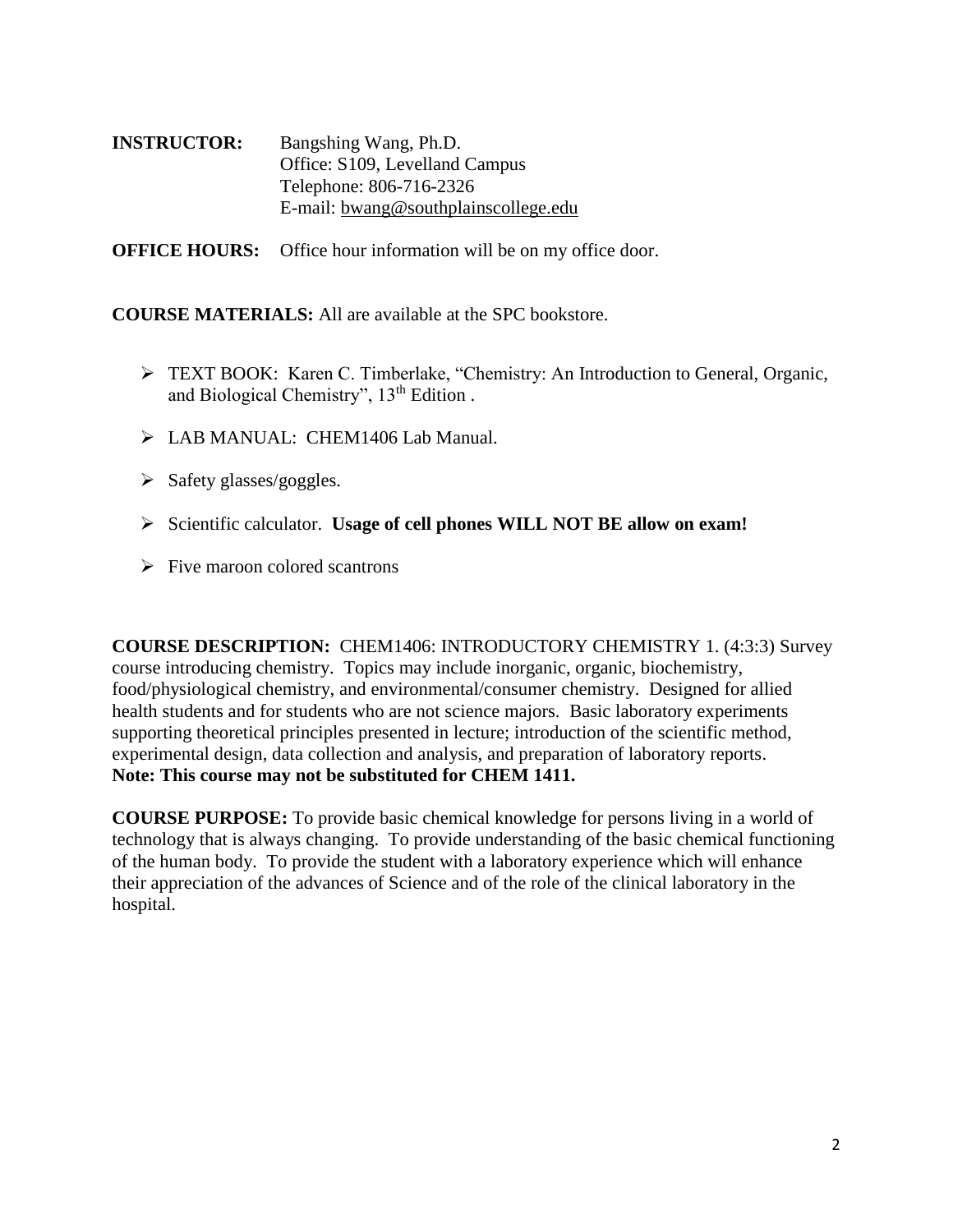**INSTRUCTOR:** Bangshing Wang, Ph.D.
Office: S109, Levelland Campus
Telephone: 806-716-2326
E-mail: bwang@southplainscollege.edu

**OFFICE HOURS:** Office hour information will be on my office door.

**COURSE MATERIALS:** All are available at the SPC bookstore.

- TEXT BOOK: Karen C. Timberlake, "Chemistry: An Introduction to General, Organic, and Biological Chemistry", 13th Edition .
- LAB MANUAL: CHEM1406 Lab Manual.
- Safety glasses/goggles.
- Scientific calculator. **Usage of cell phones WILL NOT BE allow on exam!**
- Five maroon colored scantrons

**COURSE DESCRIPTION:** CHEM1406: INTRODUCTORY CHEMISTRY 1. (4:3:3) Survey course introducing chemistry. Topics may include inorganic, organic, biochemistry, food/physiological chemistry, and environmental/consumer chemistry. Designed for allied health students and for students who are not science majors. Basic laboratory experiments supporting theoretical principles presented in lecture; introduction of the scientific method, experimental design, data collection and analysis, and preparation of laboratory reports. **Note: This course may not be substituted for CHEM 1411.**

**COURSE PURPOSE:** To provide basic chemical knowledge for persons living in a world of technology that is always changing. To provide understanding of the basic chemical functioning of the human body. To provide the student with a laboratory experience which will enhance their appreciation of the advances of Science and of the role of the clinical laboratory in the hospital.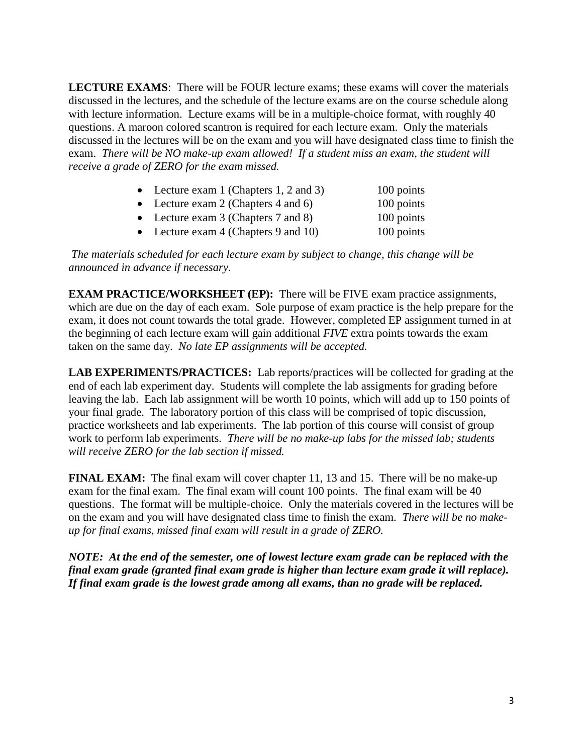**LECTURE EXAMS**: There will be FOUR lecture exams; these exams will cover the materials discussed in the lectures, and the schedule of the lecture exams are on the course schedule along with lecture information. Lecture exams will be in a multiple-choice format, with roughly 40 questions. A maroon colored scantron is required for each lecture exam. Only the materials discussed in the lectures will be on the exam and you will have designated class time to finish the exam. *There will be NO make-up exam allowed! If a student miss an exam, the student will receive a grade of ZERO for the exam missed.*

- Lecture exam 1 (Chapters 1, 2 and 3) 100 points
- Lecture exam 2 (Chapters 4 and 6) 100 points
- Lecture exam 3 (Chapters 7 and 8) 100 points
- Lecture exam 4 (Chapters 9 and 10) 100 points

*The materials scheduled for each lecture exam by subject to change, this change will be announced in advance if necessary.*

**EXAM PRACTICE/WORKSHEET (EP):** There will be FIVE exam practice assignments, which are due on the day of each exam. Sole purpose of exam practice is the help prepare for the exam, it does not count towards the total grade. However, completed EP assignment turned in at the beginning of each lecture exam will gain additional *FIVE* extra points towards the exam taken on the same day. *No late EP assignments will be accepted.*

**LAB EXPERIMENTS/PRACTICES:** Lab reports/practices will be collected for grading at the end of each lab experiment day. Students will complete the lab assigments for grading before leaving the lab. Each lab assignment will be worth 10 points, which will add up to 150 points of your final grade. The laboratory portion of this class will be comprised of topic discussion, practice worksheets and lab experiments. The lab portion of this course will consist of group work to perform lab experiments. *There will be no make-up labs for the missed lab; students will receive ZERO for the lab section if missed.*

**FINAL EXAM:** The final exam will cover chapter 11, 13 and 15. There will be no make-up exam for the final exam. The final exam will count 100 points. The final exam will be 40 questions. The format will be multiple-choice. Only the materials covered in the lectures will be on the exam and you will have designated class time to finish the exam. *There will be no make-up for final exams, missed final exam will result in a grade of ZERO.*

***NOTE: At the end of the semester, one of lowest lecture exam grade can be replaced with the final exam grade (granted final exam grade is higher than lecture exam grade it will replace). If final exam grade is the lowest grade among all exams, than no grade will be replaced.***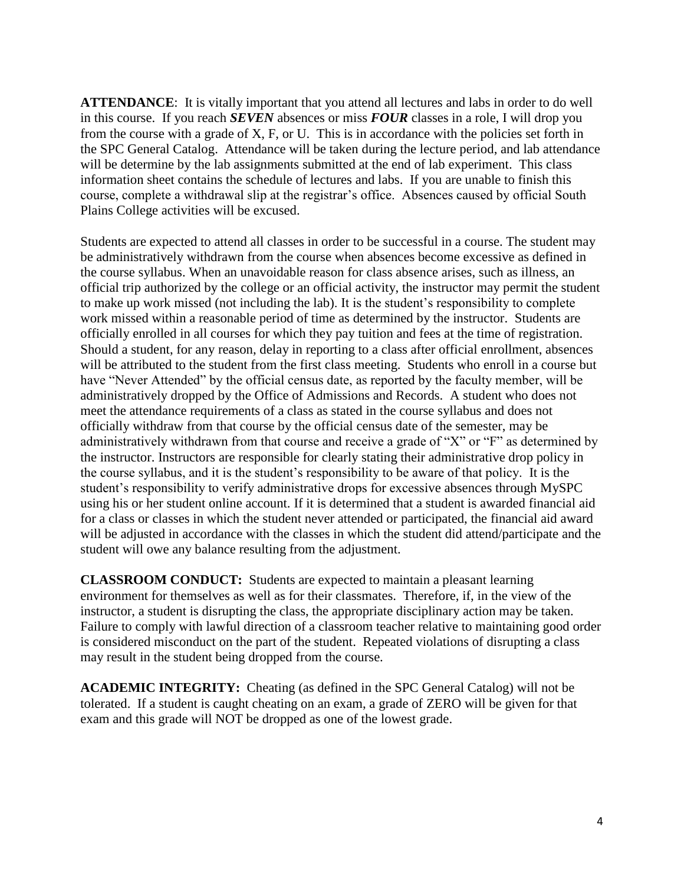**ATTENDANCE**: It is vitally important that you attend all lectures and labs in order to do well in this course. If you reach ***SEVEN*** absences or miss ***FOUR*** classes in a role, I will drop you from the course with a grade of X, F, or U. This is in accordance with the policies set forth in the SPC General Catalog. Attendance will be taken during the lecture period, and lab attendance will be determine by the lab assignments submitted at the end of lab experiment. This class information sheet contains the schedule of lectures and labs. If you are unable to finish this course, complete a withdrawal slip at the registrar's office. Absences caused by official South Plains College activities will be excused.

Students are expected to attend all classes in order to be successful in a course. The student may be administratively withdrawn from the course when absences become excessive as defined in the course syllabus. When an unavoidable reason for class absence arises, such as illness, an official trip authorized by the college or an official activity, the instructor may permit the student to make up work missed (not including the lab). It is the student's responsibility to complete work missed within a reasonable period of time as determined by the instructor. Students are officially enrolled in all courses for which they pay tuition and fees at the time of registration. Should a student, for any reason, delay in reporting to a class after official enrollment, absences will be attributed to the student from the first class meeting. Students who enroll in a course but have "Never Attended" by the official census date, as reported by the faculty member, will be administratively dropped by the Office of Admissions and Records. A student who does not meet the attendance requirements of a class as stated in the course syllabus and does not officially withdraw from that course by the official census date of the semester, may be administratively withdrawn from that course and receive a grade of "X" or "F" as determined by the instructor. Instructors are responsible for clearly stating their administrative drop policy in the course syllabus, and it is the student's responsibility to be aware of that policy. It is the student's responsibility to verify administrative drops for excessive absences through MySPC using his or her student online account. If it is determined that a student is awarded financial aid for a class or classes in which the student never attended or participated, the financial aid award will be adjusted in accordance with the classes in which the student did attend/participate and the student will owe any balance resulting from the adjustment.

**CLASSROOM CONDUCT:** Students are expected to maintain a pleasant learning environment for themselves as well as for their classmates. Therefore, if, in the view of the instructor, a student is disrupting the class, the appropriate disciplinary action may be taken. Failure to comply with lawful direction of a classroom teacher relative to maintaining good order is considered misconduct on the part of the student. Repeated violations of disrupting a class may result in the student being dropped from the course.

**ACADEMIC INTEGRITY:** Cheating (as defined in the SPC General Catalog) will not be tolerated. If a student is caught cheating on an exam, a grade of ZERO will be given for that exam and this grade will NOT be dropped as one of the lowest grade.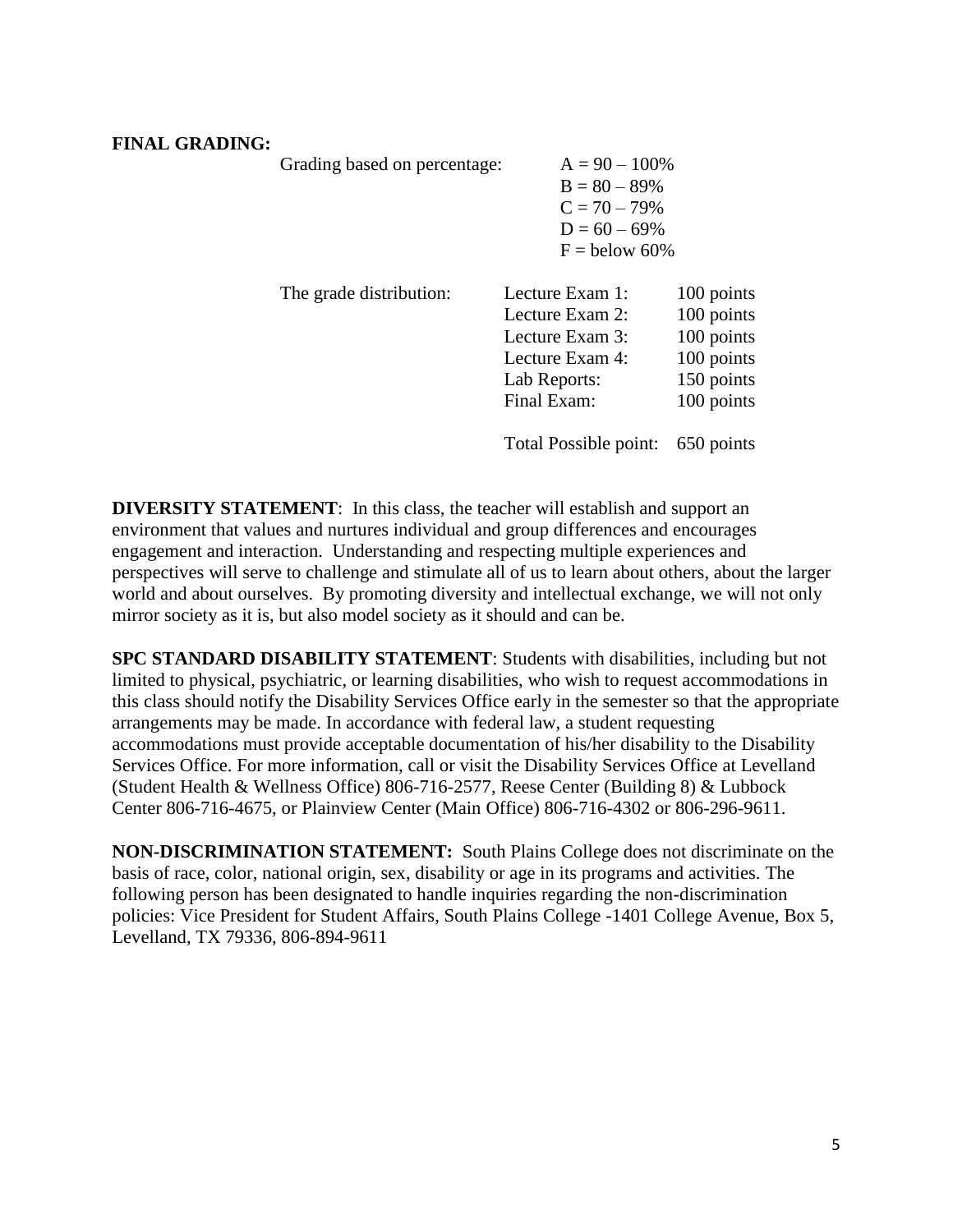**FINAL GRADING:**

Grading based on percentage:

- A = 90 – 100%
- B = 80 – 89%
- C = 70 – 79%
- D = 60 – 69%
- F = below 60%

The grade distribution:

| | |
|---|---|
| Lecture Exam 1: | 100 points |
| Lecture Exam 2: | 100 points |
| Lecture Exam 3: | 100 points |
| Lecture Exam 4: | 100 points |
| Lab Reports: | 150 points |
| Final Exam: | 100 points |
| Total Possible point: | 650 points |

**DIVERSITY STATEMENT**: In this class, the teacher will establish and support an environment that values and nurtures individual and group differences and encourages engagement and interaction. Understanding and respecting multiple experiences and perspectives will serve to challenge and stimulate all of us to learn about others, about the larger world and about ourselves. By promoting diversity and intellectual exchange, we will not only mirror society as it is, but also model society as it should and can be.

**SPC STANDARD DISABILITY STATEMENT**: Students with disabilities, including but not limited to physical, psychiatric, or learning disabilities, who wish to request accommodations in this class should notify the Disability Services Office early in the semester so that the appropriate arrangements may be made. In accordance with federal law, a student requesting accommodations must provide acceptable documentation of his/her disability to the Disability Services Office. For more information, call or visit the Disability Services Office at Levelland (Student Health & Wellness Office) 806-716-2577, Reese Center (Building 8) & Lubbock Center 806-716-4675, or Plainview Center (Main Office) 806-716-4302 or 806-296-9611.

**NON-DISCRIMINATION STATEMENT:** South Plains College does not discriminate on the basis of race, color, national origin, sex, disability or age in its programs and activities. The following person has been designated to handle inquiries regarding the non-discrimination policies: Vice President for Student Affairs, South Plains College -1401 College Avenue, Box 5, Levelland, TX 79336, 806-894-9611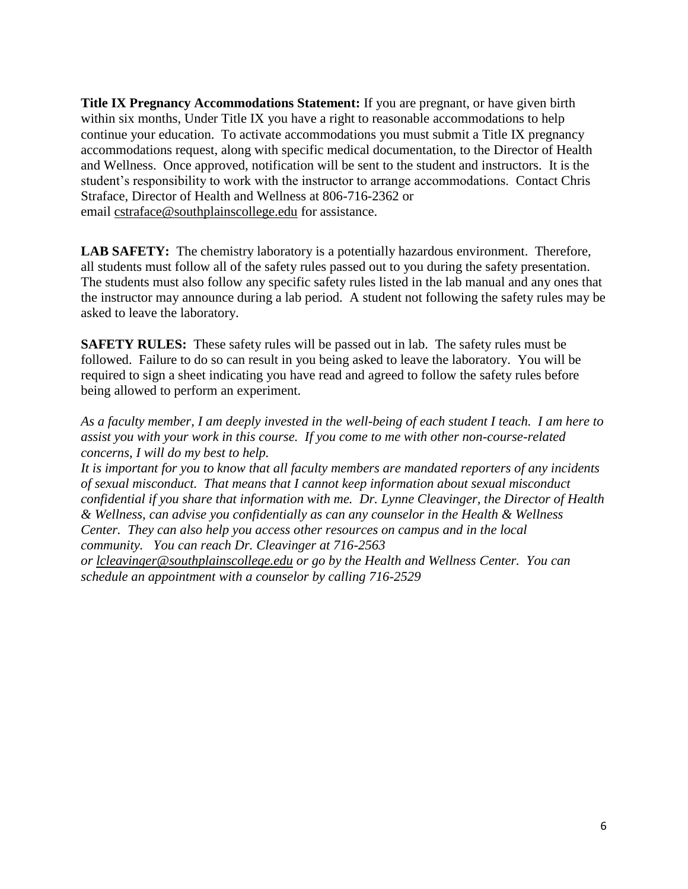**Title IX Pregnancy Accommodations Statement:** If you are pregnant, or have given birth within six months, Under Title IX you have a right to reasonable accommodations to help continue your education. To activate accommodations you must submit a Title IX pregnancy accommodations request, along with specific medical documentation, to the Director of Health and Wellness. Once approved, notification will be sent to the student and instructors. It is the student's responsibility to work with the instructor to arrange accommodations. Contact Chris Straface, Director of Health and Wellness at 806-716-2362 or email cstraface@southplainscollege.edu for assistance.

**LAB SAFETY:** The chemistry laboratory is a potentially hazardous environment. Therefore, all students must follow all of the safety rules passed out to you during the safety presentation. The students must also follow any specific safety rules listed in the lab manual and any ones that the instructor may announce during a lab period. A student not following the safety rules may be asked to leave the laboratory.

**SAFETY RULES:** These safety rules will be passed out in lab. The safety rules must be followed. Failure to do so can result in you being asked to leave the laboratory. You will be required to sign a sheet indicating you have read and agreed to follow the safety rules before being allowed to perform an experiment.

*As a faculty member, I am deeply invested in the well-being of each student I teach. I am here to assist you with your work in this course. If you come to me with other non-course-related concerns, I will do my best to help.*

*It is important for you to know that all faculty members are mandated reporters of any incidents of sexual misconduct. That means that I cannot keep information about sexual misconduct confidential if you share that information with me. Dr. Lynne Cleavinger, the Director of Health & Wellness, can advise you confidentially as can any counselor in the Health & Wellness Center. They can also help you access other resources on campus and in the local community. You can reach Dr. Cleavinger at 716-2563 or lcleavinger@southplainscollege.edu or go by the Health and Wellness Center. You can schedule an appointment with a counselor by calling 716-2529*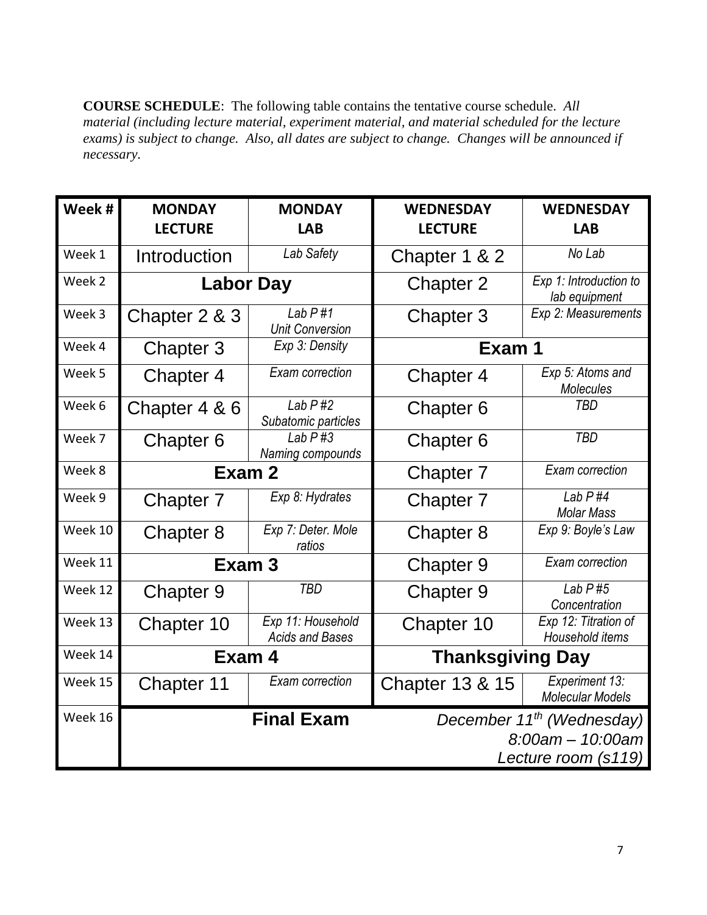**COURSE SCHEDULE**: The following table contains the tentative course schedule. *All material (including lecture material, experiment material, and material scheduled for the lecture exams) is subject to change. Also, all dates are subject to change. Changes will be announced if necessary.*

| Week # | MONDAY LECTURE | MONDAY LAB | WEDNESDAY LECTURE | WEDNESDAY LAB |
|---|---|---|---|---|
| Week 1 | Introduction | *Lab Safety* | Chapter 1 & 2 | *No Lab* |
| Week 2 | **Labor Day** | | Chapter 2 | *Exp 1: Introduction to lab equipment* |
| Week 3 | Chapter 2 & 3 | *Lab P #1 Unit Conversion* | Chapter 3 | *Exp 2: Measurements* |
| Week 4 | Chapter 3 | *Exp 3: Density* | **Exam 1** | |
| Week 5 | Chapter 4 | *Exam correction* | Chapter 4 | *Exp 5: Atoms and Molecules* |
| Week 6 | Chapter 4 & 6 | *Lab P #2 Subatomic particles* | Chapter 6 | *TBD* |
| Week 7 | Chapter 6 | *Lab P #3 Naming compounds* | Chapter 6 | *TBD* |
| Week 8 | **Exam 2** | | Chapter 7 | *Exam correction* |
| Week 9 | Chapter 7 | *Exp 8: Hydrates* | Chapter 7 | *Lab P #4 Molar Mass* |
| Week 10 | Chapter 8 | *Exp 7: Deter. Mole ratios* | Chapter 8 | *Exp 9: Boyle's Law* |
| Week 11 | **Exam 3** | | Chapter 9 | *Exam correction* |
| Week 12 | Chapter 9 | *TBD* | Chapter 9 | *Lab P #5 Concentration* |
| Week 13 | Chapter 10 | *Exp 11: Household Acids and Bases* | Chapter 10 | *Exp 12: Titration of Household items* |
| Week 14 | **Exam 4** | | **Thanksgiving Day** | |
| Week 15 | Chapter 11 | *Exam correction* | Chapter 13 & 15 | *Experiment 13: Molecular Models* |
| Week 16 | **Final Exam** | | *December 11th (Wednesday) 8:00am – 10:00am Lecture room (s119)* | |